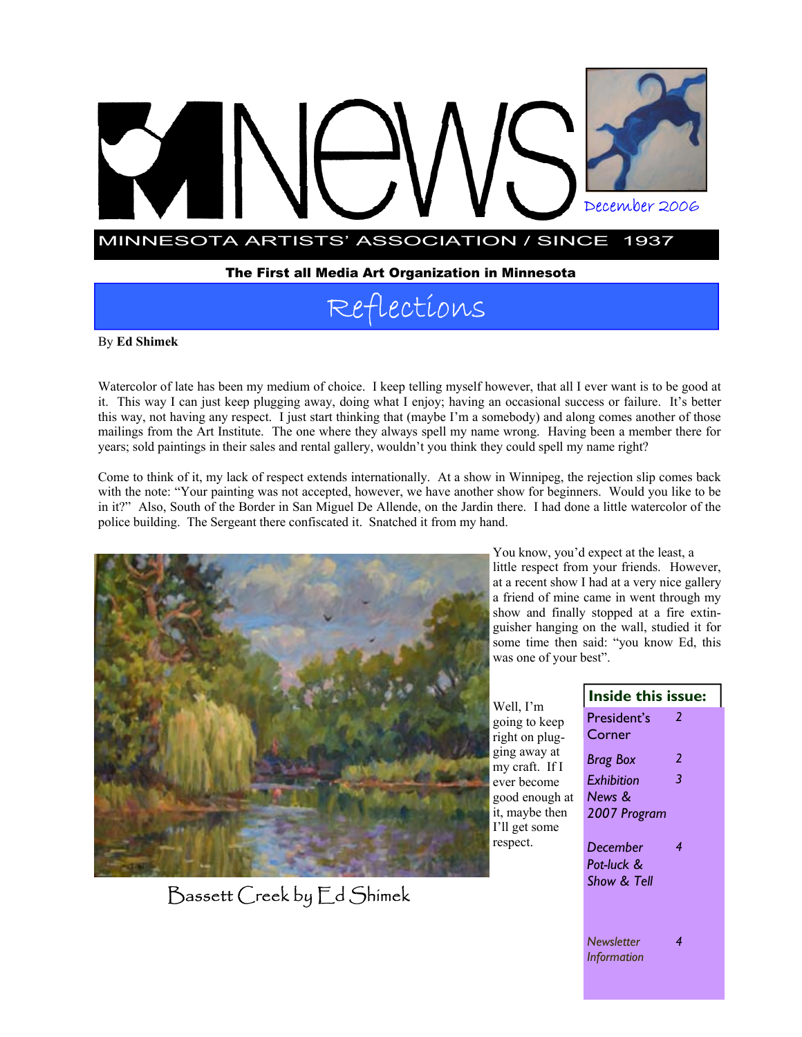# MNews

December 2006

MINNESOTA ARTISTS' ASSOCIATION / SINCE 1937

**The First all Media Art Organization in Minnesota**

## Reflections

By **Ed Shimek**

Watercolor of late has been my medium of choice. I keep telling myself however, that all I ever want is to be good at it. This way I can just keep plugging away, doing what I enjoy; having an occasional success or failure. It's better this way, not having any respect. I just start thinking that (maybe I'm a somebody) and along comes another of those mailings from the Art Institute. The one where they always spell my name wrong. Having been a member there for years; sold paintings in their sales and rental gallery, wouldn't you think they could spell my name right?

Come to think of it, my lack of respect extends internationally. At a show in Winnipeg, the rejection slip comes back with the note: "Your painting was not accepted, however, we have another show for beginners. Would you like to be in it?" Also, South of the Border in San Miguel De Allende, on the Jardin there. I had done a little watercolor of the police building. The Sergeant there confiscated it. Snatched it from my hand.

You know, you'd expect at the least, a little respect from your friends. However, at a recent show I had at a very nice gallery a friend of mine came in went through my show and finally stopped at a fire extinguisher hanging on the wall, studied it for some time then said: "you know Ed, this was one of your best".

Well, I'm going to keep right on plugging away at my craft. If I ever become good enough at it, maybe then I'll get some respect.

Bassett Creek by Ed Shimek

**Inside this issue:**

| | |
|---|---|
| President's Corner | 2 |
| *Brag Box* | 2 |
| *Exhibition News & 2007 Program* | 3 |
| *December Pot-luck & Show & Tell* | 4 |
| *Newsletter Information* | 4 |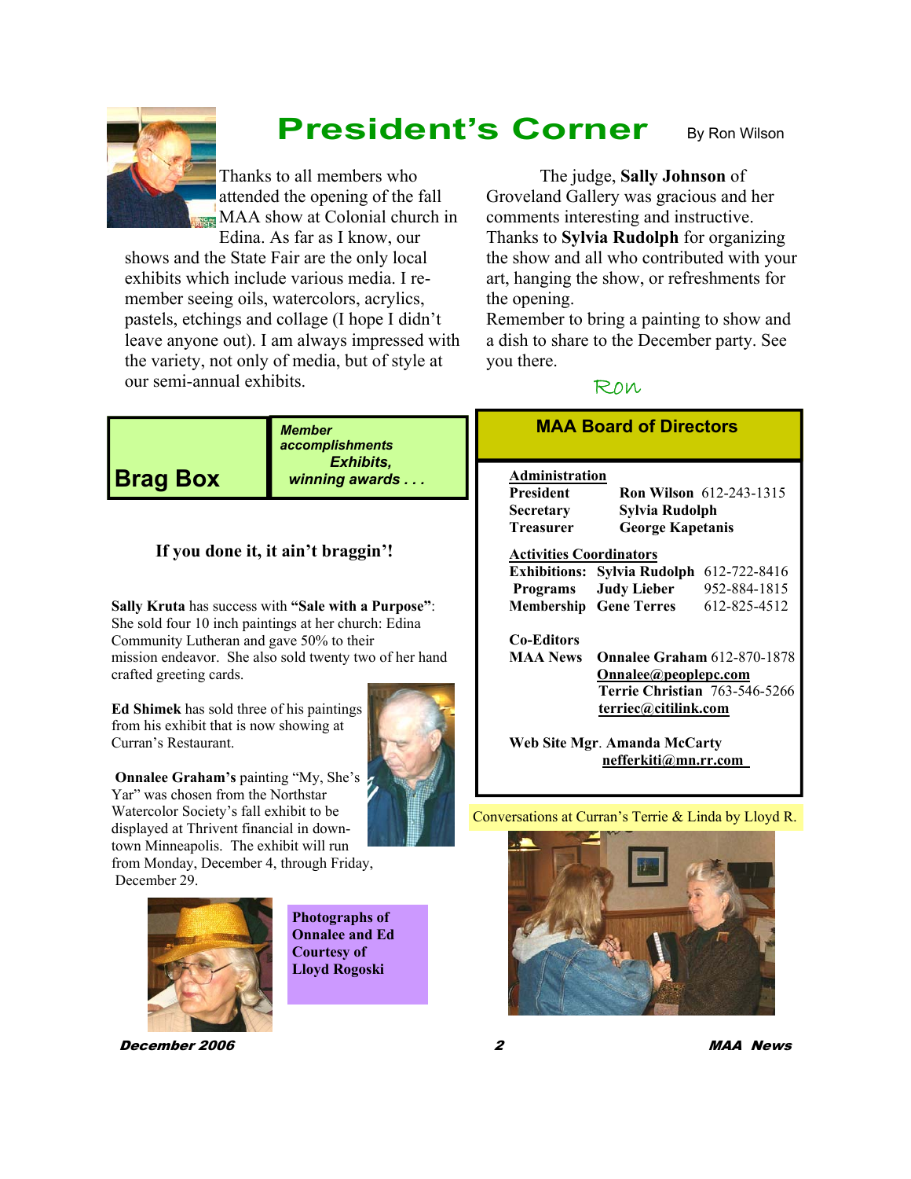# President's Corner

By Ron Wilson

Thanks to all members who attended the opening of the fall MAA show at Colonial church in Edina. As far as I know, our shows and the State Fair are the only local exhibits which include various media. I remember seeing oils, watercolors, acrylics, pastels, etchings and collage (I hope I didn't leave anyone out). I am always impressed with the variety, not only of media, but of style at our semi-annual exhibits.

The judge, **Sally Johnson** of Groveland Gallery was gracious and her comments interesting and instructive. Thanks to **Sylvia Rudolph** for organizing the show and all who contributed with your art, hanging the show, or refreshments for the opening.

Remember to bring a painting to show and a dish to share to the December party. See you there.

Ron

## Brag Box

***Member accomplishments Exhibits, winning awards . . .***

**If you done it, it ain't braggin'!**

**Sally Kruta** has success with **"Sale with a Purpose"**: She sold four 10 inch paintings at her church: Edina Community Lutheran and gave 50% to their mission endeavor. She also sold twenty two of her hand crafted greeting cards.

**Ed Shimek** has sold three of his paintings from his exhibit that is now showing at Curran's Restaurant.

**Onnalee Graham's** painting "My, She's Yar" was chosen from the Northstar Watercolor Society's fall exhibit to be displayed at Thrivent financial in downtown Minneapolis. The exhibit will run from Monday, December 4, through Friday, December 29.

**Photographs of Onnalee and Ed Courtesy of Lloyd Rogoski**

## MAA Board of Directors

**Administration**

| | | |
|---|---|---|
| **President** | **Ron Wilson** | 612-243-1315 |
| **Secretary** | **Sylvia Rudolph** | |
| **Treasurer** | **George Kapetanis** | |

**Activities Coordinators**

| | | |
|---|---|---|
| **Exhibitions:** | **Sylvia Rudolph** | 612-722-8416 |
| **Programs** | **Judy Lieber** | 952-884-1815 |
| **Membership** | **Gene Terres** | 612-825-4512 |

**Co-Editors MAA News**
**Onnalee Graham** 612-870-1878
**Onnalee@peoplepc.com**
**Terrie Christian** 763-546-5266
**terriec@citilink.com**

**Web Site Mgr**. **Amanda McCarty**
**nefferkiti@mn.rr.com**

Conversations at Curran's Terrie & Linda by Lloyd R.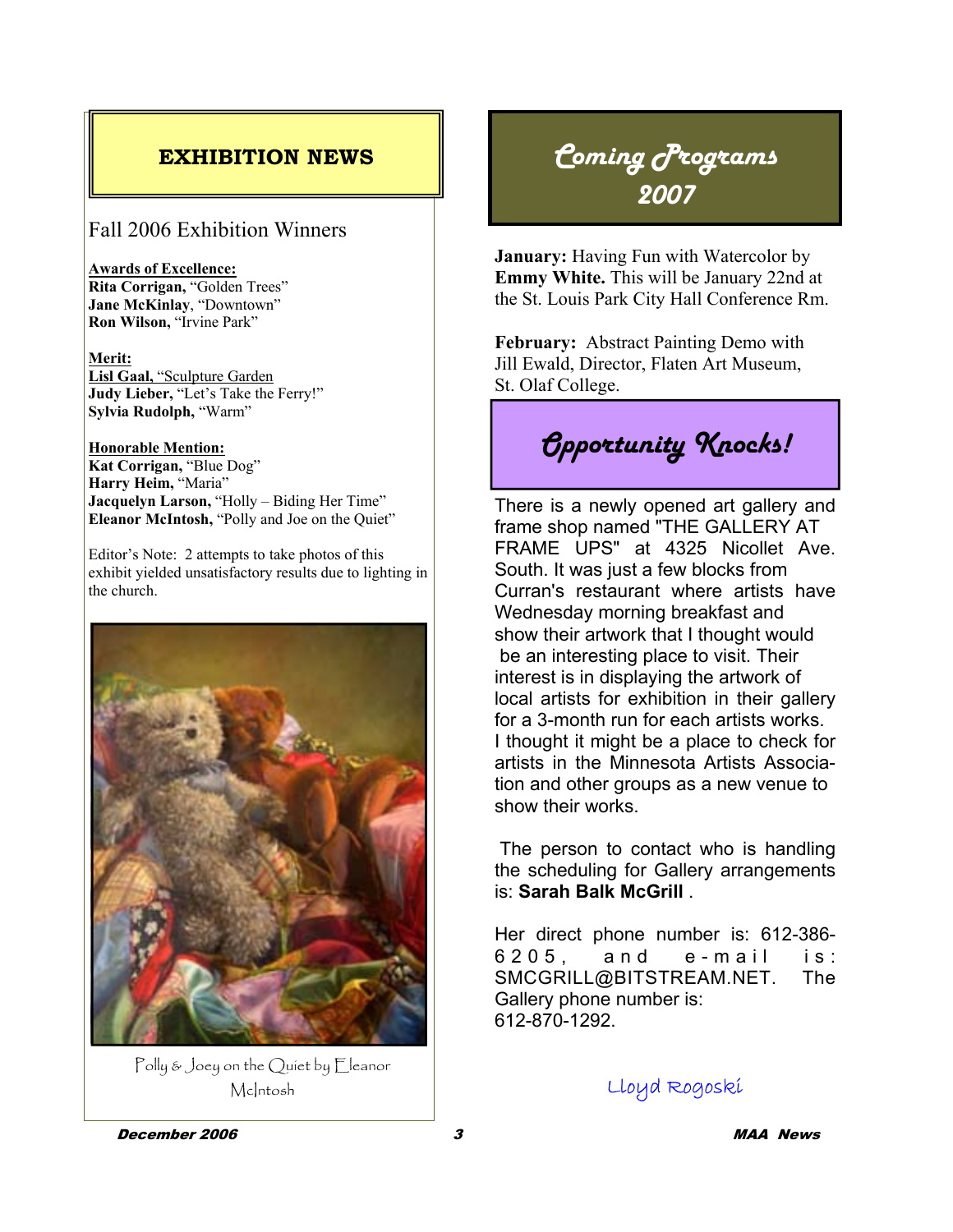## EXHIBITION NEWS

### Fall 2006 Exhibition Winners

**Awards of Excellence:**
**Rita Corrigan,** "Golden Trees"
**Jane McKinlay**, "Downtown"
**Ron Wilson,** "Irvine Park"

**Merit:**
**Lisl Gaal,** "Sculpture Garden
**Judy Lieber,** "Let's Take the Ferry!"
**Sylvia Rudolph,** "Warm"

**Honorable Mention:**
**Kat Corrigan,** "Blue Dog"
**Harry Heim,** "Maria"
**Jacquelyn Larson,** "Holly – Biding Her Time"
**Eleanor McIntosh,** "Polly and Joe on the Quiet"

Editor's Note: 2 attempts to take photos of this exhibit yielded unsatisfactory results due to lighting in the church.

Polly & Joey on the Quiet by Eleanor McIntosh

## Coming Programs 2007

**January:** Having Fun with Watercolor by **Emmy White.** This will be January 22nd at the St. Louis Park City Hall Conference Rm.

**February:** Abstract Painting Demo with Jill Ewald, Director, Flaten Art Museum, St. Olaf College.

## Opportunity Knocks!

There is a newly opened art gallery and frame shop named "THE GALLERY AT FRAME UPS" at 4325 Nicollet Ave. South. It was just a few blocks from Curran's restaurant where artists have Wednesday morning breakfast and show their artwork that I thought would be an interesting place to visit. Their interest is in displaying the artwork of local artists for exhibition in their gallery for a 3-month run for each artists works. I thought it might be a place to check for artists in the Minnesota Artists Association and other groups as a new venue to show their works.

The person to contact who is handling the scheduling for Gallery arrangements is: **Sarah Balk McGrill** .

Her direct phone number is: 612-386-6205, and e-mail is: SMCGRILL@BITSTREAM.NET. The Gallery phone number is: 612-870-1292.

Lloyd Rogoski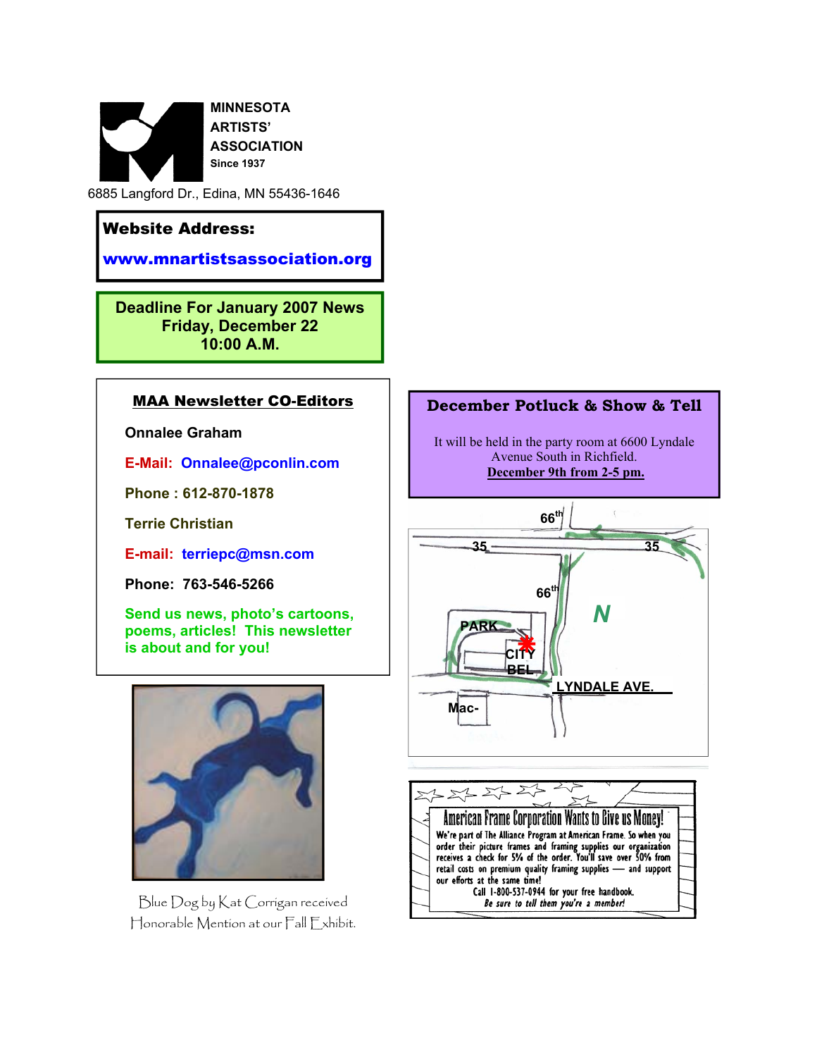**MINNESOTA ARTISTS' ASSOCIATION**
Since 1937

6885 Langford Dr., Edina, MN 55436-1646

**Website Address:**
**www.mnartistsassociation.org**

**Deadline For January 2007 News**
**Friday, December 22**
**10:00 A.M.**

## MAA Newsletter CO-Editors

**Onnalee Graham**

**E-Mail: Onnalee@pconlin.com**

**Phone : 612-870-1878**

**Terrie Christian**

**E-mail: terriepc@msn.com**

**Phone: 763-546-5266**

**Send us news, photo's cartoons, poems, articles! This newsletter is about and for you!**

Blue Dog by Kat Corrigan received Honorable Mention at our Fall Exhibit.

## December Potluck & Show & Tell

It will be held in the party room at 6600 Lyndale Avenue South in Richfield.
**December 9th from 2-5 pm.**

66th
35
35
66th
N
PARK
CITY
BEL
LYNDALE AVE.
Mac-

**American Frame Corporation Wants to Give us Money!**

We're part of The Alliance Program at American Frame. So when you order their picture frames and framing supplies our organization receives a check for 5% of the order. You'll save over 50% from retail costs on premium quality framing supplies — and support our efforts at the same time!

Call 1-800-537-0944 for your free handbook.

*Be sure to tell them you're a member!*